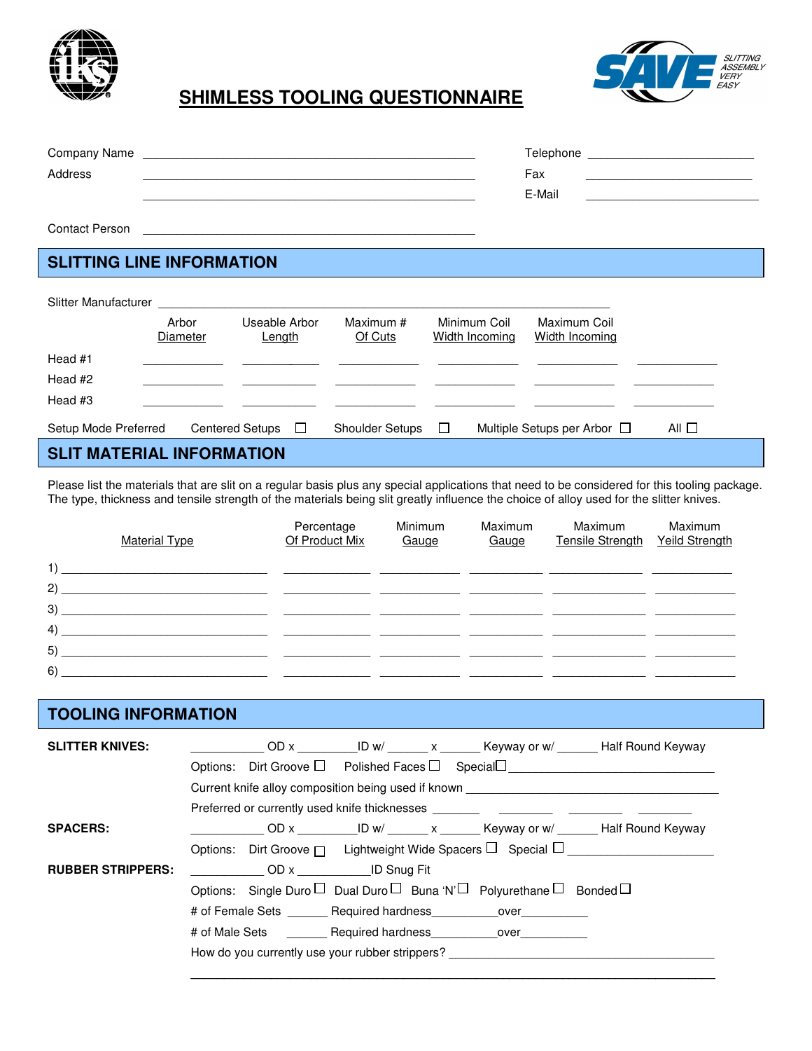# SHIMLESS TOOLING QUESTIONNAIRE

SAVE — SLITTING ASSEMBLY VERY EASY

Company Name ______________________________________________ Telephone ________________________

Address ______________________________________________ Fax ________________________

______________________________________________ E-Mail ________________________

Contact Person ______________________________________________

## SLITTING LINE INFORMATION

Slitter Manufacturer ____________________________________________________________

| | Arbor Diameter | Useable Arbor Length | Maximum # Of Cuts | Minimum Coil Width Incoming | Maximum Coil Width Incoming | |
|---|---|---|---|---|---|---|
| Head #1 | ___________ | ___________ | ___________ | ___________ | ___________ | ___________ |
| Head #2 | ___________ | ___________ | ___________ | ___________ | ___________ | ___________ |
| Head #3 | ___________ | ___________ | ___________ | ___________ | ___________ | ___________ |

Setup Mode Preferred  Centered Setups ☐  Shoulder Setups ☐  Multiple Setups per Arbor ☐  All ☐

## SLIT MATERIAL INFORMATION

Please list the materials that are slit on a regular basis plus any special applications that need to be considered for this tooling package. The type, thickness and tensile strength of the materials being slit greatly influence the choice of alloy used for the slitter knives.

| | Material Type | Percentage Of Product Mix | Minimum Gauge | Maximum Gauge | Maximum Tensile Strength | Maximum Yeild Strength |
|---|---|---|---|---|---|---|
| 1) | ____________________ | __________ | __________ | __________ | __________ | __________ |
| 2) | ____________________ | __________ | __________ | __________ | __________ | __________ |
| 3) | ____________________ | __________ | __________ | __________ | __________ | __________ |
| 4) | ____________________ | __________ | __________ | __________ | __________ | __________ |
| 5) | ____________________ | __________ | __________ | __________ | __________ | __________ |
| 6) | ____________________ | __________ | __________ | __________ | __________ | __________ |

## TOOLING INFORMATION

**SLITTER KNIVES:** __________ OD x __________ ID w/ ______ x ______ Keyway or w/ ______ Half Round Keyway

Options: Dirt Groove ☐ Polished Faces ☐ Special ☐ ______________________________

Current knife alloy composition being used if known ______________________________

Preferred or currently used knife thicknesses _______ _______ _______ _______

**SPACERS:** __________ OD x __________ ID w/ ______ x ______ Keyway or w/ ______ Half Round Keyway

Options: Dirt Groove ☐ Lightweight Wide Spacers ☐ Special ☐ ______________________

**RUBBER STRIPPERS:** __________ OD x __________ ID Snug Fit

Options: Single Duro ☐ Dual Duro ☐ Buna 'N' ☐ Polyurethane ☐ Bonded ☐

# of Female Sets ______ Required hardness__________over__________

# of Male Sets ______ Required hardness__________over__________

How do you currently use your rubber strippers? ______________________________________

______________________________________________________________________________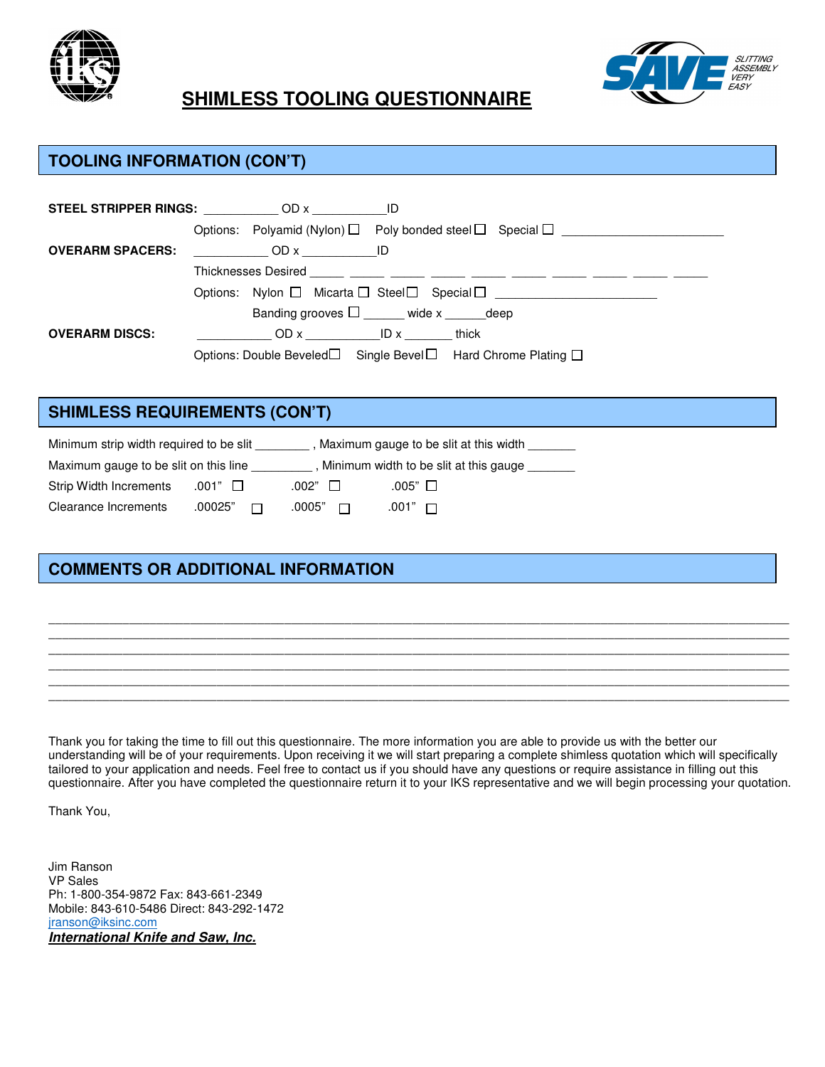# SHIMLESS TOOLING QUESTIONNAIRE

## TOOLING INFORMATION (CON'T)

**STEEL STRIPPER RINGS:** ___________ OD x ___________ID

Options: Polyamid (Nylon) ☐ Poly bonded steel ☐ Special ☐ ________________________

**OVERARM SPACERS:** ___________ OD x ___________ID

Thicknesses Desired _____ _____ _____ _____ _____ _____ _____ _____ _____ _____

Options: Nylon ☐ Micarta ☐ Steel ☐ Special ☐ ________________________

Banding grooves ☐ ______ wide x ______deep

**OVERARM DISCS:** ___________ OD x ___________ID x _______ thick

Options: Double Beveled ☐ Single Bevel ☐ Hard Chrome Plating ☐

## SHIMLESS REQUIREMENTS (CON'T)

Minimum strip width required to be slit ________ , Maximum gauge to be slit at this width _______

Maximum gauge to be slit on this line _________ , Minimum width to be slit at this gauge _______

Strip Width Increments .001" ☐ .002" ☐ .005" ☐

Clearance Increments .00025" ☐ .0005" ☐ .001" ☐

## COMMENTS OR ADDITIONAL INFORMATION

________________________________________________________________________________________________
________________________________________________________________________________________________
________________________________________________________________________________________________
________________________________________________________________________________________________
________________________________________________________________________________________________
________________________________________________________________________________________________

Thank you for taking the time to fill out this questionnaire. The more information you are able to provide us with the better our understanding will be of your requirements. Upon receiving it we will start preparing a complete shimless quotation which will specifically tailored to your application and needs. Feel free to contact us if you should have any questions or require assistance in filling out this questionnaire. After you have completed the questionnaire return it to your IKS representative and we will begin processing your quotation.

Thank You,

Jim Ranson
VP Sales
Ph: 1-800-354-9872 Fax: 843-661-2349
Mobile: 843-610-5486 Direct: 843-292-1472
jranson@iksinc.com
***International Knife and Saw, Inc.***